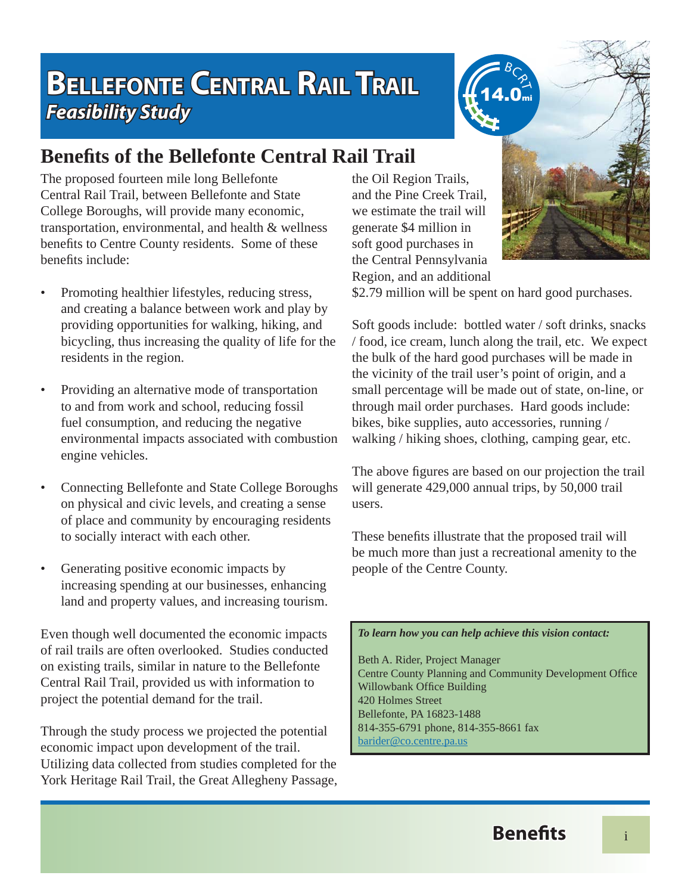# Bellefonte Central Rail Trail

*Feasibility Study*

## Benefits of the Bellefonte Central Rail Trail

The proposed fourteen mile long Bellefonte Central Rail Trail, between Bellefonte and State College Boroughs, will provide many economic, transportation, environmental, and health & wellness benefits to Centre County residents. Some of these benefits include:

- Promoting healthier lifestyles, reducing stress, and creating a balance between work and play by providing opportunities for walking, hiking, and bicycling, thus increasing the quality of life for the residents in the region.
- Providing an alternative mode of transportation to and from work and school, reducing fossil fuel consumption, and reducing the negative environmental impacts associated with combustion engine vehicles.
- Connecting Bellefonte and State College Boroughs on physical and civic levels, and creating a sense of place and community by encouraging residents to socially interact with each other.
- Generating positive economic impacts by increasing spending at our businesses, enhancing land and property values, and increasing tourism.

Even though well documented the economic impacts of rail trails are often overlooked. Studies conducted on existing trails, similar in nature to the Bellefonte Central Rail Trail, provided us with information to project the potential demand for the trail.

Through the study process we projected the potential economic impact upon development of the trail. Utilizing data collected from studies completed for the York Heritage Rail Trail, the Great Allegheny Passage, the Oil Region Trails, and the Pine Creek Trail, we estimate the trail will generate $4 million in soft good purchases in the Central Pennsylvania Region, and an additional $2.79 million will be spent on hard good purchases.

Soft goods include: bottled water / soft drinks, snacks / food, ice cream, lunch along the trail, etc. We expect the bulk of the hard good purchases will be made in the vicinity of the trail user's point of origin, and a small percentage will be made out of state, on-line, or through mail order purchases. Hard goods include: bikes, bike supplies, auto accessories, running / walking / hiking shoes, clothing, camping gear, etc.

The above figures are based on our projection the trail will generate 429,000 annual trips, by 50,000 trail users.

These benefits illustrate that the proposed trail will be much more than just a recreational amenity to the people of the Centre County.

***To learn how you can help achieve this vision contact:***

Beth A. Rider, Project Manager
Centre County Planning and Community Development Office
Willowbank Office Building
420 Holmes Street
Bellefonte, PA 16823-1488
814-355-6791 phone, 814-355-8661 fax
barider@co.centre.pa.us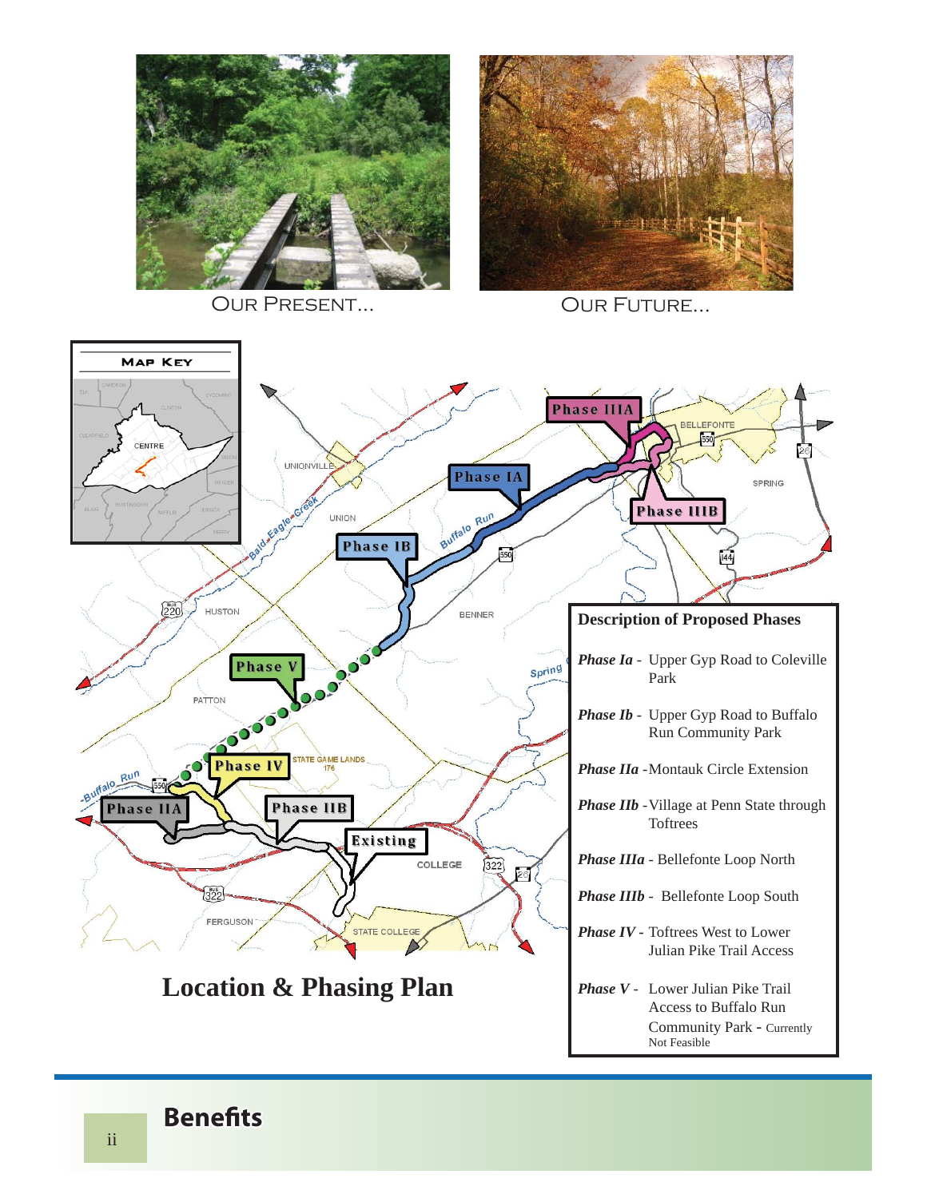Our Present...

Our Future...

## Location & Phasing Plan

**Description of Proposed Phases**

- ***Phase Ia*** - Upper Gyp Road to Coleville Park
- ***Phase Ib*** - Upper Gyp Road to Buffalo Run Community Park
- ***Phase IIa*** - Montauk Circle Extension
- ***Phase IIb*** - Village at Penn State through Toftrees
- ***Phase IIIa*** - Bellefonte Loop North
- ***Phase IIIb*** - Bellefonte Loop South
- ***Phase IV*** - Toftrees West to Lower Julian Pike Trail Access
- ***Phase V*** - Lower Julian Pike Trail Access to Buffalo Run Community Park - Currently Not Feasible

## Benefits